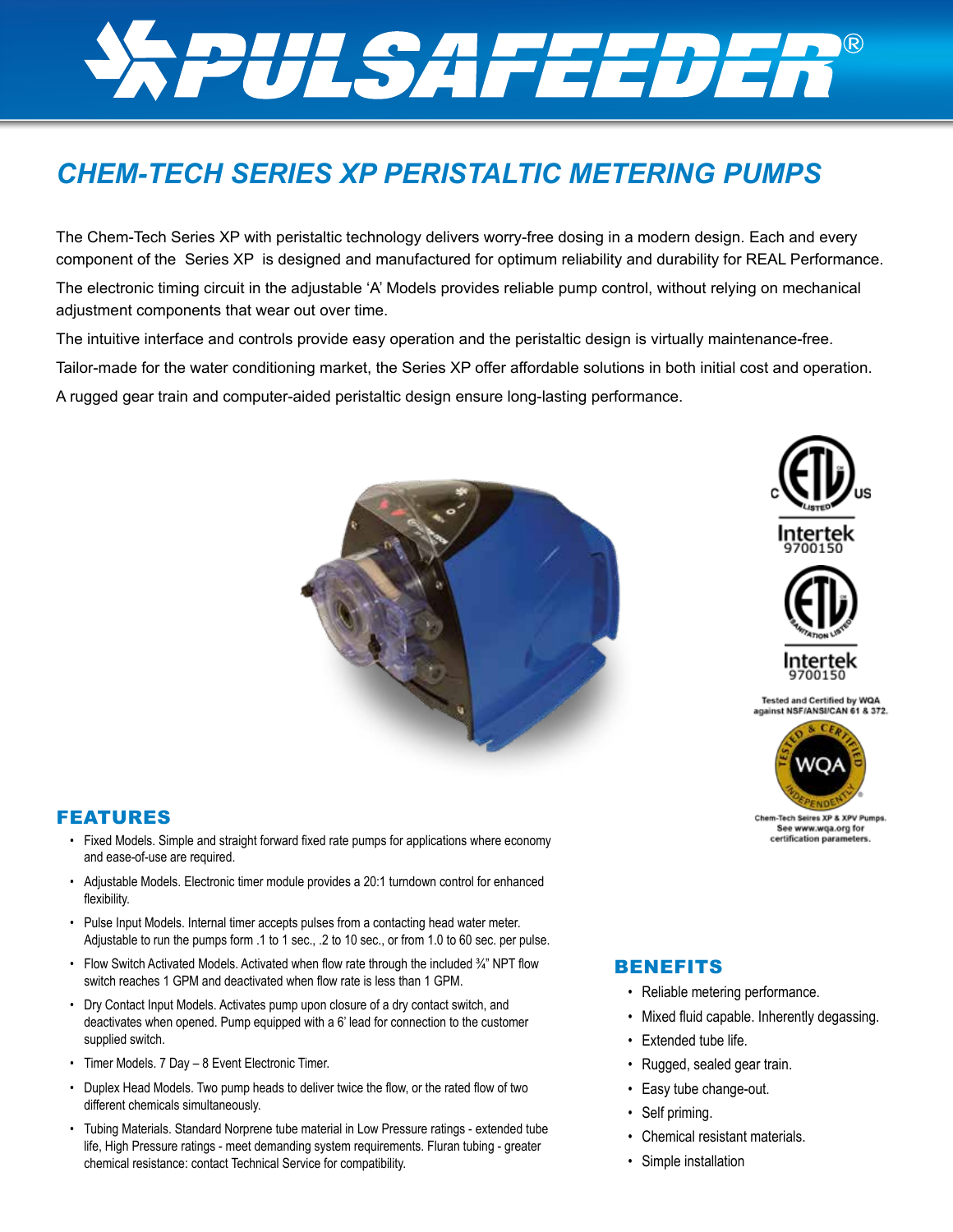# PULSAFEEDER®

## CHEM-TECH SERIES XP PERISTALTIC METERING PUMPS

The Chem-Tech Series XP with peristaltic technology delivers worry-free dosing in a modern design. Each and every component of the Series XP is designed and manufactured for optimum reliability and durability for REAL Performance.

The electronic timing circuit in the adjustable 'A' Models provides reliable pump control, without relying on mechanical adjustment components that wear out over time.

The intuitive interface and controls provide easy operation and the peristaltic design is virtually maintenance-free.

Tailor-made for the water conditioning market, the Series XP offer affordable solutions in both initial cost and operation.

A rugged gear train and computer-aided peristaltic design ensure long-lasting performance.

Intertek 9700150

Intertek 9700150

Tested and Certified by WQA against NSF/ANSI/CAN 61 & 372.

Chem-Tech Seires XP & XPV Pumps. See www.wqa.org for certification parameters.

### FEATURES

- Fixed Models. Simple and straight forward fixed rate pumps for applications where economy and ease-of-use are required.
- Adjustable Models. Electronic timer module provides a 20:1 turndown control for enhanced flexibility.
- Pulse Input Models. Internal timer accepts pulses from a contacting head water meter. Adjustable to run the pumps form .1 to 1 sec., .2 to 10 sec., or from 1.0 to 60 sec. per pulse.
- Flow Switch Activated Models. Activated when flow rate through the included ¾" NPT flow switch reaches 1 GPM and deactivated when flow rate is less than 1 GPM.
- Dry Contact Input Models. Activates pump upon closure of a dry contact switch, and deactivates when opened. Pump equipped with a 6' lead for connection to the customer supplied switch.
- Timer Models. 7 Day – 8 Event Electronic Timer.
- Duplex Head Models. Two pump heads to deliver twice the flow, or the rated flow of two different chemicals simultaneously.
- Tubing Materials. Standard Norprene tube material in Low Pressure ratings - extended tube life, High Pressure ratings - meet demanding system requirements. Fluran tubing - greater chemical resistance: contact Technical Service for compatibility.

### BENEFITS

- Reliable metering performance.
- Mixed fluid capable. Inherently degassing.
- Extended tube life.
- Rugged, sealed gear train.
- Easy tube change-out.
- Self priming.
- Chemical resistant materials.
- Simple installation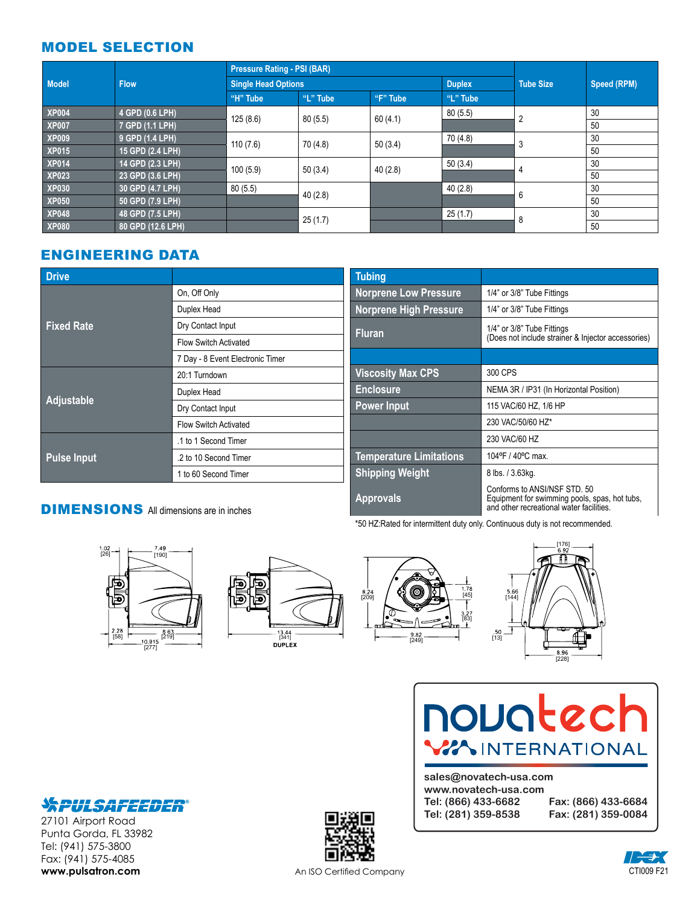## MODEL SELECTION

| Model | Flow | Pressure Rating - PSI (BAR) | | | | Tube Size | Speed (RPM) |
|---|---|---|---|---|---|---|---|
| | | Single Head Options | | | Duplex | | |
| | | "H" Tube | "L" Tube | "F" Tube | "L" Tube | | |
| XP004 | 4 GPD (0.6 LPH) | 125 (8.6) | 80 (5.5) | 60 (4.1) | 80 (5.5) | 2 | 30 |
| XP007 | 7 GPD (1.1 LPH) | | | | | | 50 |
| XP009 | 9 GPD (1.4 LPH) | 110 (7.6) | 70 (4.8) | 50 (3.4) | 70 (4.8) | 3 | 30 |
| XP015 | 15 GPD (2.4 LPH) | | | | | | 50 |
| XP014 | 14 GPD (2.3 LPH) | 100 (5.9) | 50 (3.4) | 40 (2.8) | 50 (3.4) | 4 | 30 |
| XP023 | 23 GPD (3.6 LPH) | | | | | | 50 |
| XP030 | 30 GPD (4.7 LPH) | 80 (5.5) | 40 (2.8) | | 40 (2.8) | 6 | 30 |
| XP050 | 50 GPD (7.9 LPH) | | | | | | 50 |
| XP048 | 48 GPD (7.5 LPH) | | 25 (1.7) | | 25 (1.7) | 8 | 30 |
| XP080 | 80 GPD (12.6 LPH) | | | | | | 50 |

## ENGINEERING DATA

| Drive | |
|---|---|
| Fixed Rate | On, Off Only |
| | Duplex Head |
| | Dry Contact Input |
| | Flow Switch Activated |
| | 7 Day - 8 Event Electronic Timer |
| Adjustable | 20:1 Turndown |
| | Duplex Head |
| | Dry Contact Input |
| | Flow Switch Activated |
| Pulse Input | .1 to 1 Second Timer |
| | .2 to 10 Second Timer |
| | 1 to 60 Second Timer |

| Tubing | |
|---|---|
| Norprene Low Pressure | 1/4" or 3/8" Tube Fittings |
| Norprene High Pressure | 1/4" or 3/8" Tube Fittings |
| Fluran | 1/4" or 3/8" Tube Fittings (Does not include strainer & Injector accessories) |
| | |
| Viscosity Max CPS | 300 CPS |
| Enclosure | NEMA 3R / IP31 (In Horizontal Position) |
| Power Input | 115 VAC/60 HZ, 1/6 HP |
| | 230 VAC/50/60 HZ* |
| | 230 VAC/60 HZ |
| Temperature Limitations | 104ºF / 40ºC max. |
| Shipping Weight | 8 lbs. / 3.63kg. |
| Approvals | Conforms to ANSI/NSF STD. 50 Equipment for swimming pools, spas, hot tubs, and other recreational water facilities. |

*50 HZ:Rated for intermittent duty only. Continuous duty is not recommended.

## DIMENSIONS All dimensions are in inches

1.02 [26]
7.49 [190]
2.28 [58]
8.63 [219]
10.915 [277]

13.44 [341]
DUPLEX

8.24 [209]
1.78 [45]
3.27 [83]
9.82 [249]

[176] 6.92
5.66 [144]
.50 [13]
8.96 [228]

novatech INTERNATIONAL

sales@novatech-usa.com
www.novatech-usa.com
Tel: (866) 433-6682 Fax: (866) 433-6684
Tel: (281) 359-8538 Fax: (281) 359-0084

PULSAFEEDER®
27101 Airport Road
Punta Gorda, FL 33982
Tel: (941) 575-3800
Fax: (941) 575-4085
**www.pulsatron.com**

An ISO Certified Company

IDEX
CTI009 F21